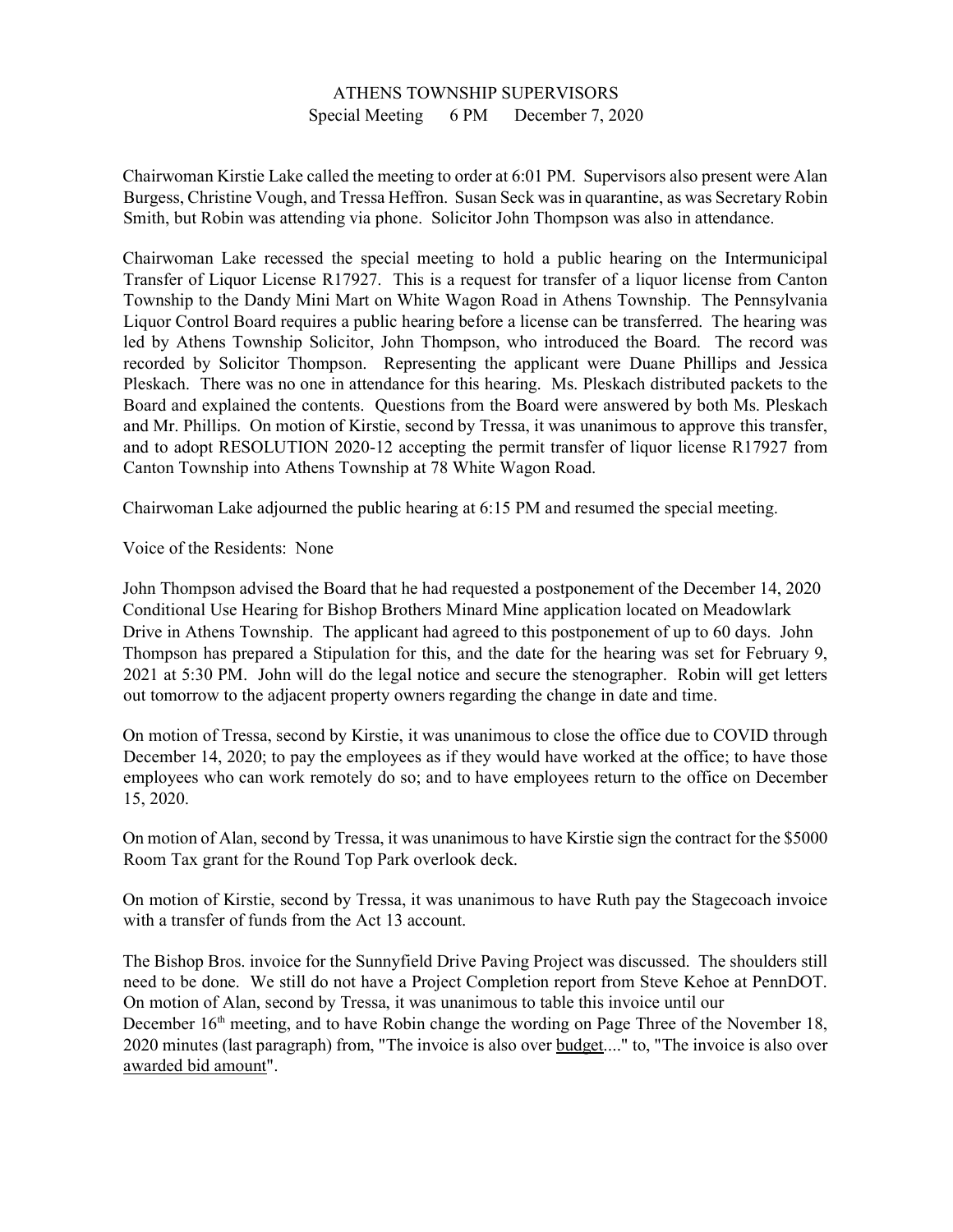# ATHENS TOWNSHIP SUPERVISORS

Special Meeting 6 PM December 7, 2020

Chairwoman Kirstie Lake called the meeting to order at 6:01 PM. Supervisors also present were Alan Burgess, Christine Vough, and Tressa Heffron. Susan Seck was in quarantine, as was Secretary Robin Smith, but Robin was attending via phone. Solicitor John Thompson was also in attendance.

Chairwoman Lake recessed the special meeting to hold a public hearing on the Intermunicipal Transfer of Liquor License R17927. This is a request for transfer of a liquor license from Canton Township to the Dandy Mini Mart on White Wagon Road in Athens Township. The Pennsylvania Liquor Control Board requires a public hearing before a license can be transferred. The hearing was led by Athens Township Solicitor, John Thompson, who introduced the Board. The record was recorded by Solicitor Thompson. Representing the applicant were Duane Phillips and Jessica Pleskach. There was no one in attendance for this hearing. Ms. Pleskach distributed packets to the Board and explained the contents. Questions from the Board were answered by both Ms. Pleskach and Mr. Phillips. On motion of Kirstie, second by Tressa, it was unanimous to approve this transfer, and to adopt RESOLUTION 2020-12 accepting the permit transfer of liquor license R17927 from Canton Township into Athens Township at 78 White Wagon Road.

Chairwoman Lake adjourned the public hearing at 6:15 PM and resumed the special meeting.

Voice of the Residents: None

John Thompson advised the Board that he had requested a postponement of the December 14, 2020 Conditional Use Hearing for Bishop Brothers Minard Mine application located on Meadowlark Drive in Athens Township. The applicant had agreed to this postponement of up to 60 days. John Thompson has prepared a Stipulation for this, and the date for the hearing was set for February 9, 2021 at 5:30 PM. John will do the legal notice and secure the stenographer. Robin will get letters out tomorrow to the adjacent property owners regarding the change in date and time.

On motion of Tressa, second by Kirstie, it was unanimous to close the office due to COVID through December 14, 2020; to pay the employees as if they would have worked at the office; to have those employees who can work remotely do so; and to have employees return to the office on December 15, 2020.

On motion of Alan, second by Tressa, it was unanimous to have Kirstie sign the contract for the $5000 Room Tax grant for the Round Top Park overlook deck.

On motion of Kirstie, second by Tressa, it was unanimous to have Ruth pay the Stagecoach invoice with a transfer of funds from the Act 13 account.

The Bishop Bros. invoice for the Sunnyfield Drive Paving Project was discussed. The shoulders still need to be done. We still do not have a Project Completion report from Steve Kehoe at PennDOT. On motion of Alan, second by Tressa, it was unanimous to table this invoice until our December 16th meeting, and to have Robin change the wording on Page Three of the November 18, 2020 minutes (last paragraph) from, "The invoice is also over budget...." to, "The invoice is also over awarded bid amount".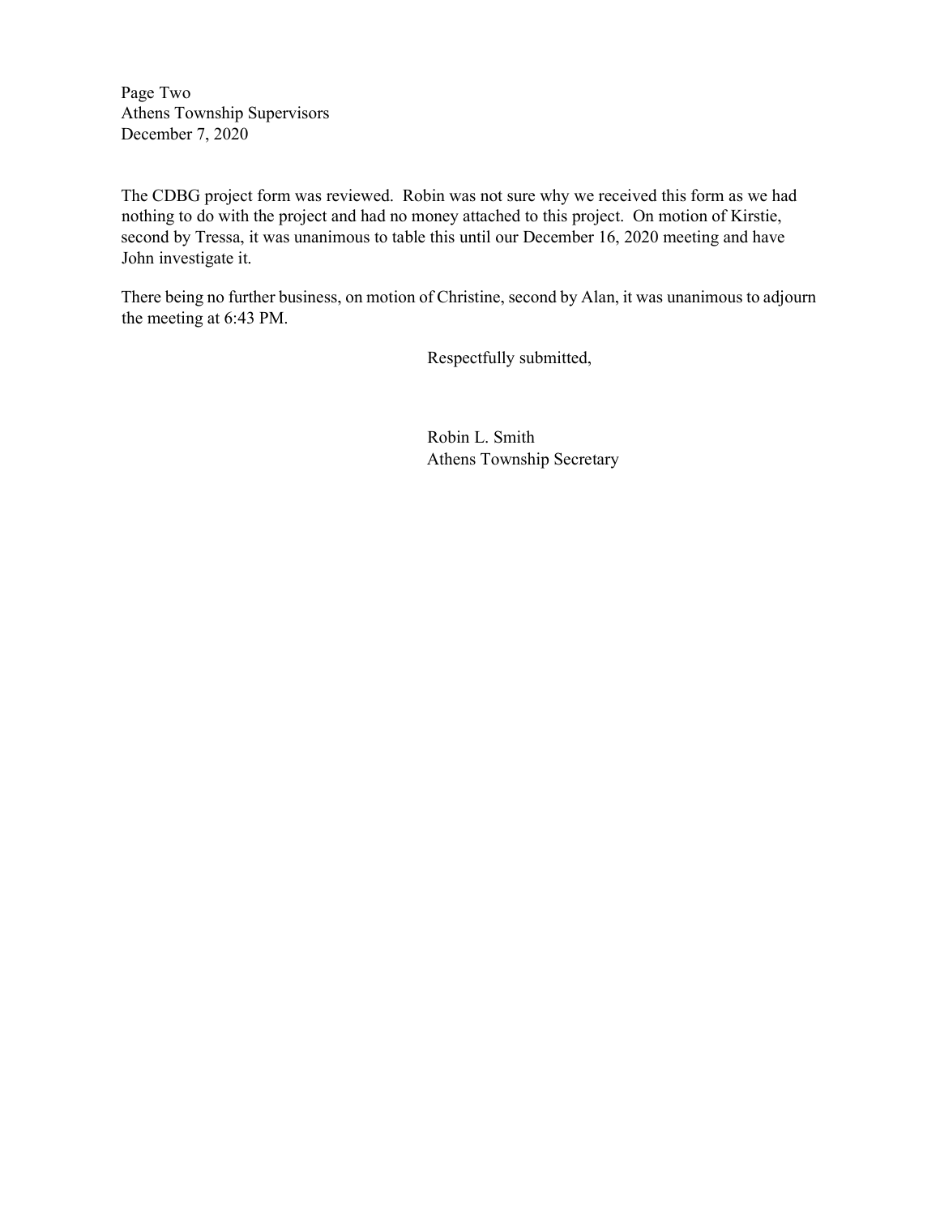The CDBG project form was reviewed. Robin was not sure why we received this form as we had nothing to do with the project and had no money attached to this project. On motion of Kirstie, second by Tressa, it was unanimous to table this until our December 16, 2020 meeting and have John investigate it.

There being no further business, on motion of Christine, second by Alan, it was unanimous to adjourn the meeting at 6:43 PM.

Respectfully submitted,

Robin L. Smith
Athens Township Secretary